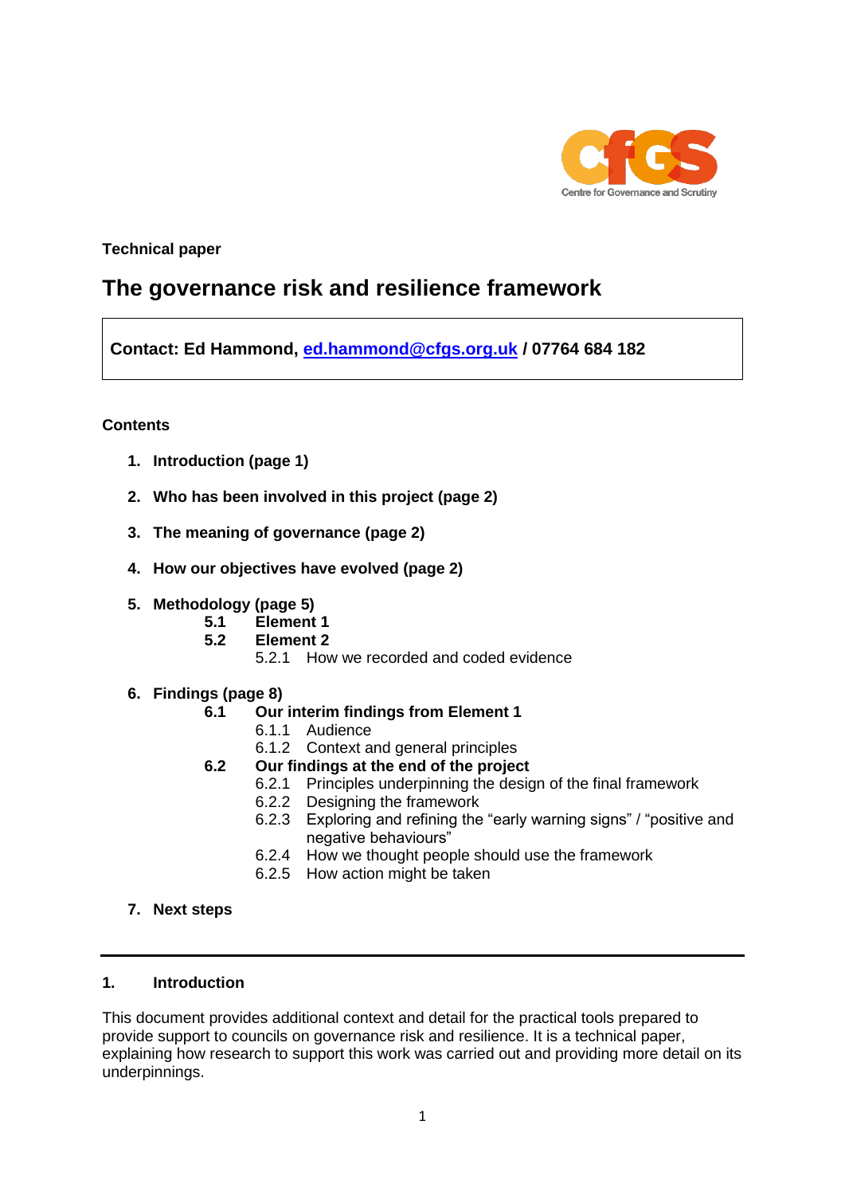**Technical paper**

# The governance risk and resilience framework

**Contact: Ed Hammond, [ed.hammond@cfgs.org.uk](mailto:ed.hammond@cfgs.org.uk) / 07764 684 182**

**Contents**

1. **Introduction (page 1)**
2. **Who has been involved in this project (page 2)**
3. **The meaning of governance (page 2)**
4. **How our objectives have evolved (page 2)**
5. **Methodology (page 5)**
   - **5.1 Element 1**
   - **5.2 Element 2**
     - 5.2.1 How we recorded and coded evidence
6. **Findings (page 8)**
   - **6.1 Our interim findings from Element 1**
     - 6.1.1 Audience
     - 6.1.2 Context and general principles
   - **6.2 Our findings at the end of the project**
     - 6.2.1 Principles underpinning the design of the final framework
     - 6.2.2 Designing the framework
     - 6.2.3 Exploring and refining the "early warning signs" / "positive and negative behaviours"
     - 6.2.4 How we thought people should use the framework
     - 6.2.5 How action might be taken
7. **Next steps**

---

## 1. Introduction

This document provides additional context and detail for the practical tools prepared to provide support to councils on governance risk and resilience. It is a technical paper, explaining how research to support this work was carried out and providing more detail on its underpinnings.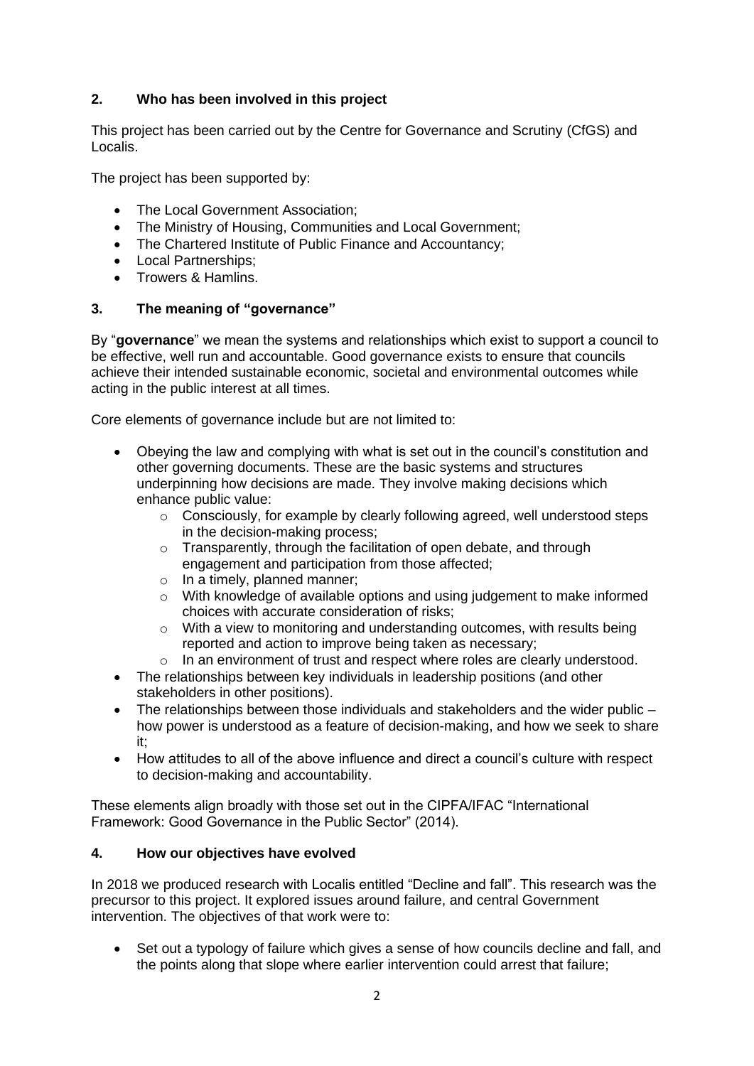## 2. Who has been involved in this project

This project has been carried out by the Centre for Governance and Scrutiny (CfGS) and Localis.

The project has been supported by:

- The Local Government Association;
- The Ministry of Housing, Communities and Local Government;
- The Chartered Institute of Public Finance and Accountancy;
- Local Partnerships;
- Trowers & Hamlins.

## 3. The meaning of "governance"

By "**governance**" we mean the systems and relationships which exist to support a council to be effective, well run and accountable. Good governance exists to ensure that councils achieve their intended sustainable economic, societal and environmental outcomes while acting in the public interest at all times.

Core elements of governance include but are not limited to:

- Obeying the law and complying with what is set out in the council's constitution and other governing documents. These are the basic systems and structures underpinning how decisions are made. They involve making decisions which enhance public value:
  - Consciously, for example by clearly following agreed, well understood steps in the decision-making process;
  - Transparently, through the facilitation of open debate, and through engagement and participation from those affected;
  - In a timely, planned manner;
  - With knowledge of available options and using judgement to make informed choices with accurate consideration of risks;
  - With a view to monitoring and understanding outcomes, with results being reported and action to improve being taken as necessary;
  - In an environment of trust and respect where roles are clearly understood.
- The relationships between key individuals in leadership positions (and other stakeholders in other positions).
- The relationships between those individuals and stakeholders and the wider public – how power is understood as a feature of decision-making, and how we seek to share it;
- How attitudes to all of the above influence and direct a council's culture with respect to decision-making and accountability.

These elements align broadly with those set out in the CIPFA/IFAC "International Framework: Good Governance in the Public Sector" (2014).

## 4. How our objectives have evolved

In 2018 we produced research with Localis entitled "Decline and fall". This research was the precursor to this project. It explored issues around failure, and central Government intervention. The objectives of that work were to:

- Set out a typology of failure which gives a sense of how councils decline and fall, and the points along that slope where earlier intervention could arrest that failure;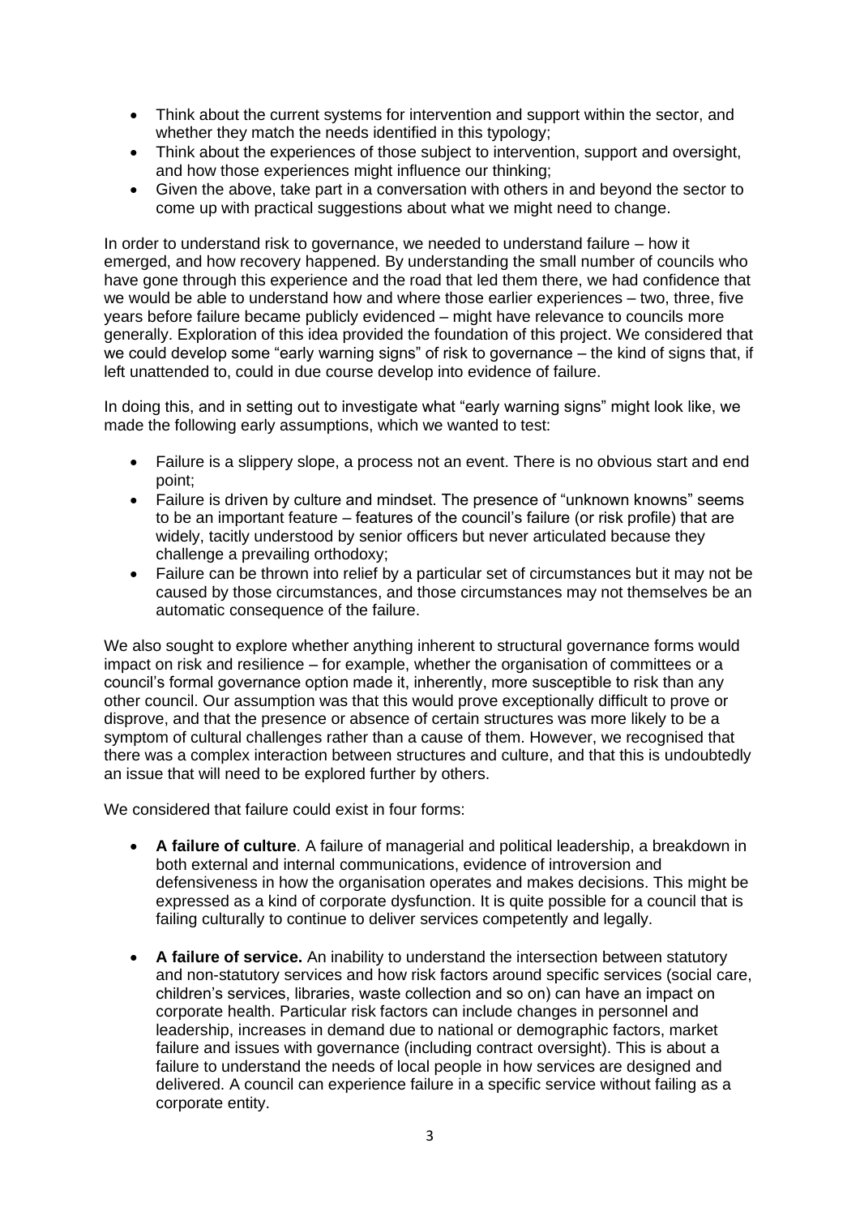- Think about the current systems for intervention and support within the sector, and whether they match the needs identified in this typology;
- Think about the experiences of those subject to intervention, support and oversight, and how those experiences might influence our thinking;
- Given the above, take part in a conversation with others in and beyond the sector to come up with practical suggestions about what we might need to change.

In order to understand risk to governance, we needed to understand failure – how it emerged, and how recovery happened. By understanding the small number of councils who have gone through this experience and the road that led them there, we had confidence that we would be able to understand how and where those earlier experiences – two, three, five years before failure became publicly evidenced – might have relevance to councils more generally. Exploration of this idea provided the foundation of this project. We considered that we could develop some "early warning signs" of risk to governance – the kind of signs that, if left unattended to, could in due course develop into evidence of failure.

In doing this, and in setting out to investigate what "early warning signs" might look like, we made the following early assumptions, which we wanted to test:

- Failure is a slippery slope, a process not an event. There is no obvious start and end point;
- Failure is driven by culture and mindset. The presence of "unknown knowns" seems to be an important feature – features of the council's failure (or risk profile) that are widely, tacitly understood by senior officers but never articulated because they challenge a prevailing orthodoxy;
- Failure can be thrown into relief by a particular set of circumstances but it may not be caused by those circumstances, and those circumstances may not themselves be an automatic consequence of the failure.

We also sought to explore whether anything inherent to structural governance forms would impact on risk and resilience – for example, whether the organisation of committees or a council's formal governance option made it, inherently, more susceptible to risk than any other council. Our assumption was that this would prove exceptionally difficult to prove or disprove, and that the presence or absence of certain structures was more likely to be a symptom of cultural challenges rather than a cause of them. However, we recognised that there was a complex interaction between structures and culture, and that this is undoubtedly an issue that will need to be explored further by others.

We considered that failure could exist in four forms:

- **A failure of culture**. A failure of managerial and political leadership, a breakdown in both external and internal communications, evidence of introversion and defensiveness in how the organisation operates and makes decisions. This might be expressed as a kind of corporate dysfunction. It is quite possible for a council that is failing culturally to continue to deliver services competently and legally.

- **A failure of service.** An inability to understand the intersection between statutory and non-statutory services and how risk factors around specific services (social care, children's services, libraries, waste collection and so on) can have an impact on corporate health. Particular risk factors can include changes in personnel and leadership, increases in demand due to national or demographic factors, market failure and issues with governance (including contract oversight). This is about a failure to understand the needs of local people in how services are designed and delivered. A council can experience failure in a specific service without failing as a corporate entity.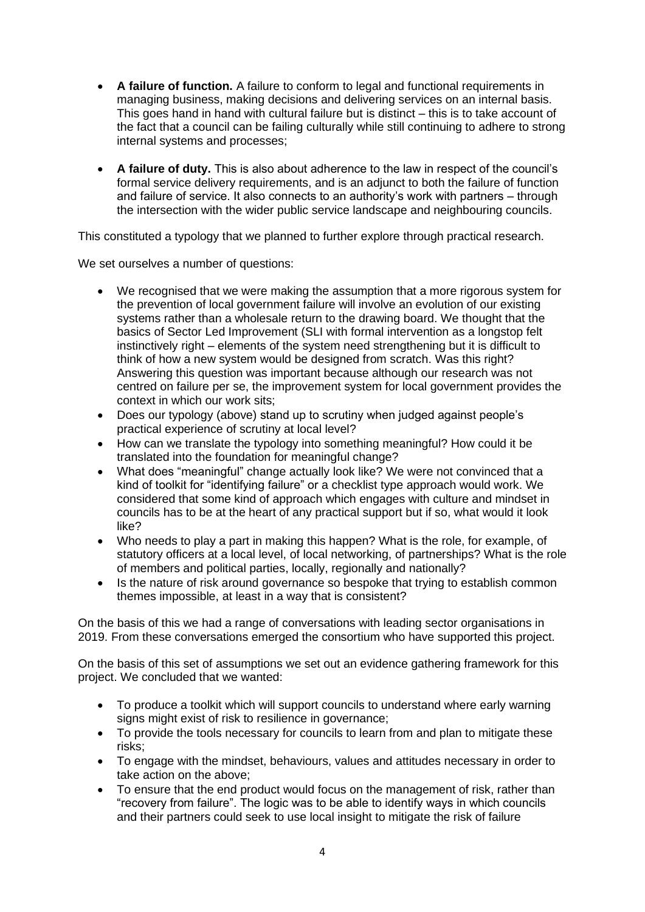- **A failure of function.** A failure to conform to legal and functional requirements in managing business, making decisions and delivering services on an internal basis. This goes hand in hand with cultural failure but is distinct – this is to take account of the fact that a council can be failing culturally while still continuing to adhere to strong internal systems and processes;

- **A failure of duty.** This is also about adherence to the law in respect of the council's formal service delivery requirements, and is an adjunct to both the failure of function and failure of service. It also connects to an authority's work with partners – through the intersection with the wider public service landscape and neighbouring councils.

This constituted a typology that we planned to further explore through practical research.

We set ourselves a number of questions:

- We recognised that we were making the assumption that a more rigorous system for the prevention of local government failure will involve an evolution of our existing systems rather than a wholesale return to the drawing board. We thought that the basics of Sector Led Improvement (SLI with formal intervention as a longstop felt instinctively right – elements of the system need strengthening but it is difficult to think of how a new system would be designed from scratch. Was this right? Answering this question was important because although our research was not centred on failure per se, the improvement system for local government provides the context in which our work sits;
- Does our typology (above) stand up to scrutiny when judged against people's practical experience of scrutiny at local level?
- How can we translate the typology into something meaningful? How could it be translated into the foundation for meaningful change?
- What does "meaningful" change actually look like? We were not convinced that a kind of toolkit for "identifying failure" or a checklist type approach would work. We considered that some kind of approach which engages with culture and mindset in councils has to be at the heart of any practical support but if so, what would it look like?
- Who needs to play a part in making this happen? What is the role, for example, of statutory officers at a local level, of local networking, of partnerships? What is the role of members and political parties, locally, regionally and nationally?
- Is the nature of risk around governance so bespoke that trying to establish common themes impossible, at least in a way that is consistent?

On the basis of this we had a range of conversations with leading sector organisations in 2019. From these conversations emerged the consortium who have supported this project.

On the basis of this set of assumptions we set out an evidence gathering framework for this project. We concluded that we wanted:

- To produce a toolkit which will support councils to understand where early warning signs might exist of risk to resilience in governance;
- To provide the tools necessary for councils to learn from and plan to mitigate these risks;
- To engage with the mindset, behaviours, values and attitudes necessary in order to take action on the above;
- To ensure that the end product would focus on the management of risk, rather than "recovery from failure". The logic was to be able to identify ways in which councils and their partners could seek to use local insight to mitigate the risk of failure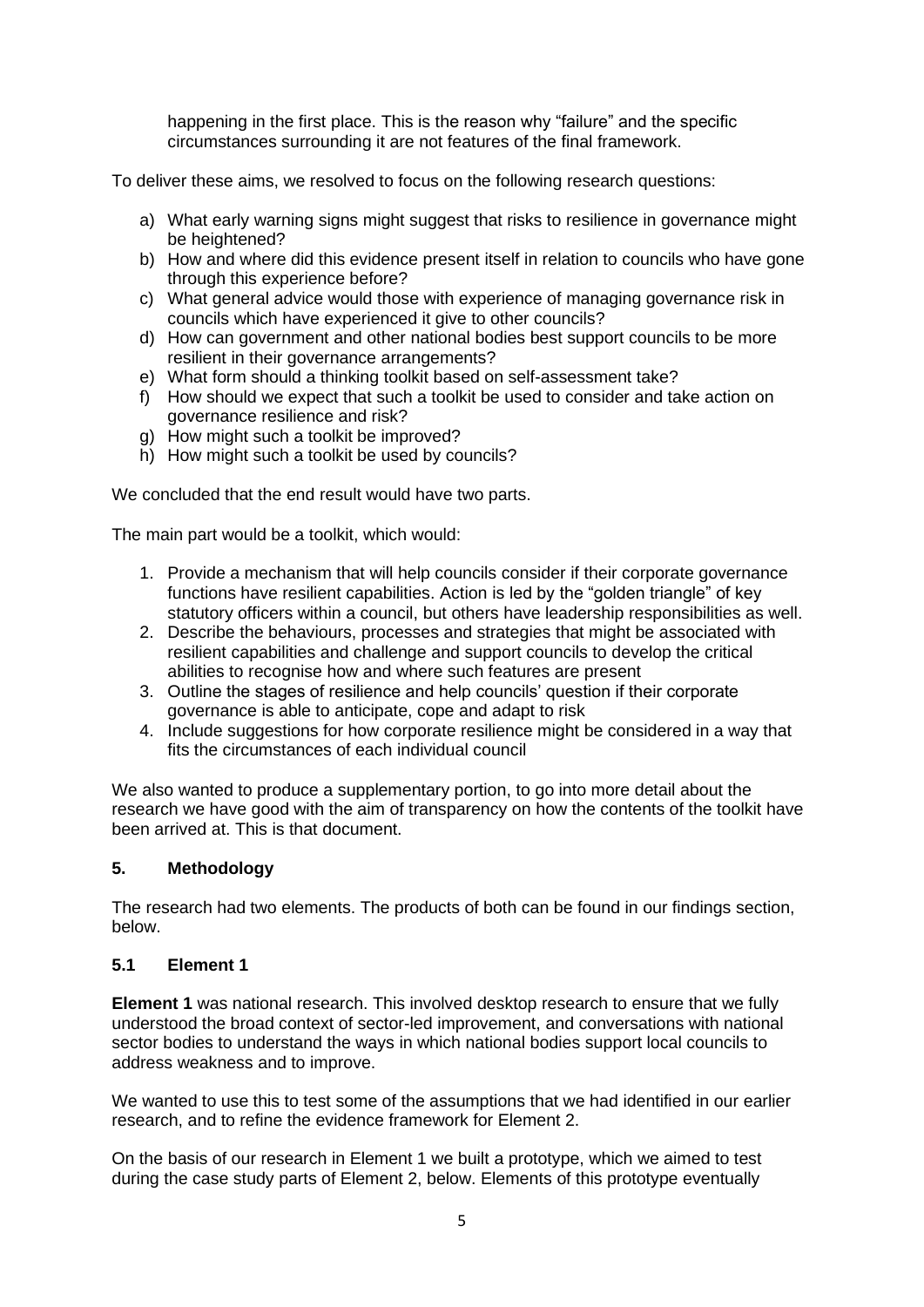happening in the first place. This is the reason why "failure" and the specific circumstances surrounding it are not features of the final framework.

To deliver these aims, we resolved to focus on the following research questions:

a) What early warning signs might suggest that risks to resilience in governance might be heightened?
b) How and where did this evidence present itself in relation to councils who have gone through this experience before?
c) What general advice would those with experience of managing governance risk in councils which have experienced it give to other councils?
d) How can government and other national bodies best support councils to be more resilient in their governance arrangements?
e) What form should a thinking toolkit based on self-assessment take?
f) How should we expect that such a toolkit be used to consider and take action on governance resilience and risk?
g) How might such a toolkit be improved?
h) How might such a toolkit be used by councils?

We concluded that the end result would have two parts.

The main part would be a toolkit, which would:

1. Provide a mechanism that will help councils consider if their corporate governance functions have resilient capabilities. Action is led by the "golden triangle" of key statutory officers within a council, but others have leadership responsibilities as well.
2. Describe the behaviours, processes and strategies that might be associated with resilient capabilities and challenge and support councils to develop the critical abilities to recognise how and where such features are present
3. Outline the stages of resilience and help councils' question if their corporate governance is able to anticipate, cope and adapt to risk
4. Include suggestions for how corporate resilience might be considered in a way that fits the circumstances of each individual council

We also wanted to produce a supplementary portion, to go into more detail about the research we have good with the aim of transparency on how the contents of the toolkit have been arrived at. This is that document.

## 5. Methodology

The research had two elements. The products of both can be found in our findings section, below.

### 5.1 Element 1

**Element 1** was national research. This involved desktop research to ensure that we fully understood the broad context of sector-led improvement, and conversations with national sector bodies to understand the ways in which national bodies support local councils to address weakness and to improve.

We wanted to use this to test some of the assumptions that we had identified in our earlier research, and to refine the evidence framework for Element 2.

On the basis of our research in Element 1 we built a prototype, which we aimed to test during the case study parts of Element 2, below. Elements of this prototype eventually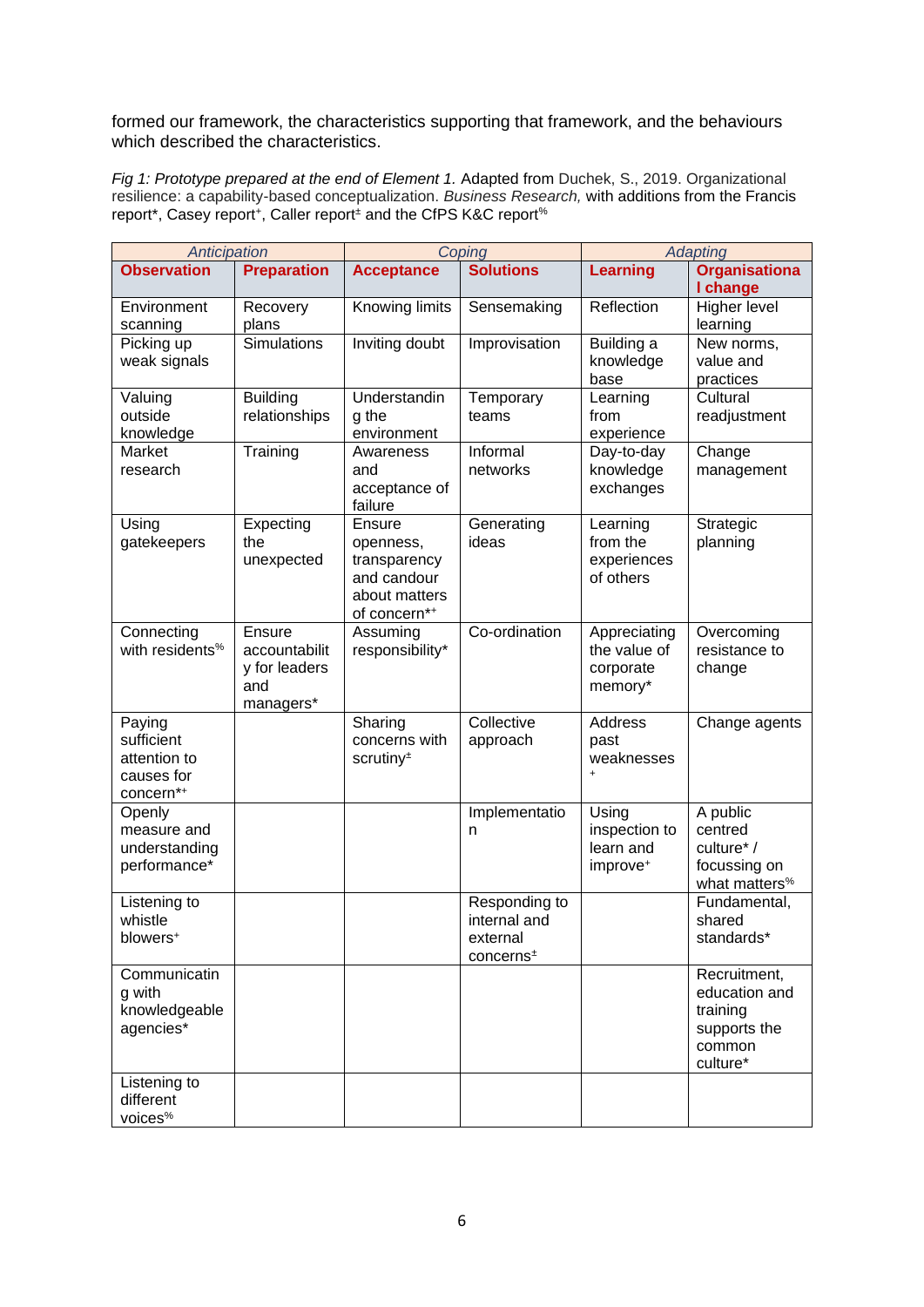formed our framework, the characteristics supporting that framework, and the behaviours which described the characteristics.

*Fig 1: Prototype prepared at the end of Element 1.* Adapted from Duchek, S., 2019. Organizational resilience: a capability-based conceptualization. *Business Research,* with additions from the Francis report*, Casey report⁺, Caller report± and the CfPS K&C report%

| *Anticipation* | | *Coping* | | *Adapting* | |
|---|---|---|---|---|---|
| **Observation** | **Preparation** | **Acceptance** | **Solutions** | **Learning** | **Organisational change** |
| Environment scanning | Recovery plans | Knowing limits | Sensemaking | Reflection | Higher level learning |
| Picking up weak signals | Simulations | Inviting doubt | Improvisation | Building a knowledge base | New norms, value and practices |
| Valuing outside knowledge | Building relationships | Understanding the environment | Temporary teams | Learning from experience | Cultural readjustment |
| Market research | Training | Awareness and acceptance of failure | Informal networks | Day-to-day knowledge exchanges | Change management |
| Using gatekeepers | Expecting the unexpected | Ensure openness, transparency and candour about matters of concern*⁺ | Generating ideas | Learning from the experiences of others | Strategic planning |
| Connecting with residents% | Ensure accountability for leaders and managers* | Assuming responsibility* | Co-ordination | Appreciating the value of corporate memory* | Overcoming resistance to change |
| Paying sufficient attention to causes for concern*⁺ | | Sharing concerns with scrutiny± | Collective approach | Address past weaknesses ⁺ | Change agents |
| Openly measure and understanding performance* | | | Implementation | Using inspection to learn and improve⁺ | A public centred culture* / focussing on what matters% |
| Listening to whistle blowers⁺ | | | Responding to internal and external concerns± | | Fundamental, shared standards* |
| Communicating with knowledgeable agencies* | | | | | Recruitment, education and training supports the common culture* |
| Listening to different voices% | | | | | |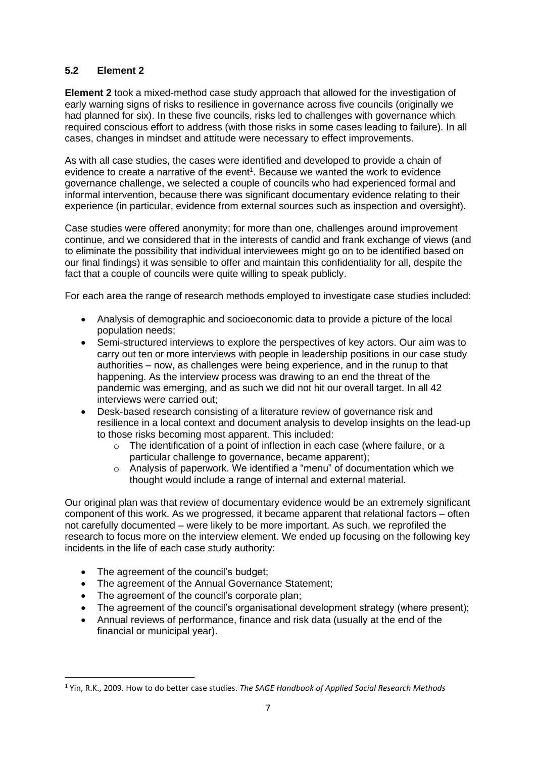### 5.2 Element 2

**Element 2** took a mixed-method case study approach that allowed for the investigation of early warning signs of risks to resilience in governance across five councils (originally we had planned for six). In these five councils, risks led to challenges with governance which required conscious effort to address (with those risks in some cases leading to failure). In all cases, changes in mindset and attitude were necessary to effect improvements.

As with all case studies, the cases were identified and developed to provide a chain of evidence to create a narrative of the event[1]. Because we wanted the work to evidence governance challenge, we selected a couple of councils who had experienced formal and informal intervention, because there was significant documentary evidence relating to their experience (in particular, evidence from external sources such as inspection and oversight).

Case studies were offered anonymity; for more than one, challenges around improvement continue, and we considered that in the interests of candid and frank exchange of views (and to eliminate the possibility that individual interviewees might go on to be identified based on our final findings) it was sensible to offer and maintain this confidentiality for all, despite the fact that a couple of councils were quite willing to speak publicly.

For each area the range of research methods employed to investigate case studies included:

- Analysis of demographic and socioeconomic data to provide a picture of the local population needs;
- Semi-structured interviews to explore the perspectives of key actors. Our aim was to carry out ten or more interviews with people in leadership positions in our case study authorities – now, as challenges were being experience, and in the runup to that happening. As the interview process was drawing to an end the threat of the pandemic was emerging, and as such we did not hit our overall target. In all 42 interviews were carried out;
- Desk-based research consisting of a literature review of governance risk and resilience in a local context and document analysis to develop insights on the lead-up to those risks becoming most apparent. This included:
  - The identification of a point of inflection in each case (where failure, or a particular challenge to governance, became apparent);
  - Analysis of paperwork. We identified a "menu" of documentation which we thought would include a range of internal and external material.

Our original plan was that review of documentary evidence would be an extremely significant component of this work. As we progressed, it became apparent that relational factors – often not carefully documented – were likely to be more important. As such, we reprofiled the research to focus more on the interview element. We ended up focusing on the following key incidents in the life of each case study authority:

- The agreement of the council's budget;
- The agreement of the Annual Governance Statement;
- The agreement of the council's corporate plan;
- The agreement of the council's organisational development strategy (where present);
- Annual reviews of performance, finance and risk data (usually at the end of the financial or municipal year).

---

[1] Yin, R.K., 2009. How to do better case studies. *The SAGE Handbook of Applied Social Research Methods*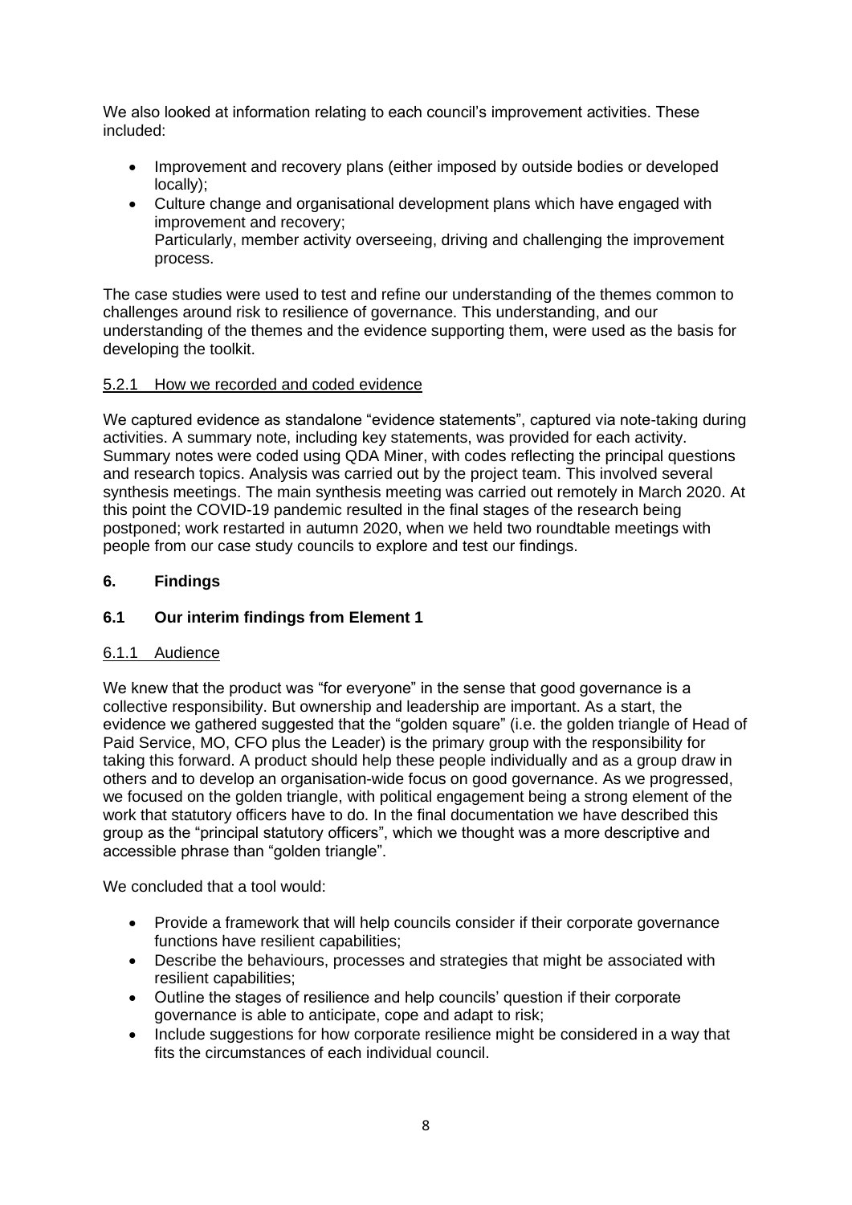We also looked at information relating to each council's improvement activities. These included:

- Improvement and recovery plans (either imposed by outside bodies or developed locally);
- Culture change and organisational development plans which have engaged with improvement and recovery;
  Particularly, member activity overseeing, driving and challenging the improvement process.

The case studies were used to test and refine our understanding of the themes common to challenges around risk to resilience of governance. This understanding, and our understanding of the themes and the evidence supporting them, were used as the basis for developing the toolkit.

#### 5.2.1 How we recorded and coded evidence

We captured evidence as standalone "evidence statements", captured via note-taking during activities. A summary note, including key statements, was provided for each activity. Summary notes were coded using QDA Miner, with codes reflecting the principal questions and research topics. Analysis was carried out by the project team. This involved several synthesis meetings. The main synthesis meeting was carried out remotely in March 2020. At this point the COVID-19 pandemic resulted in the final stages of the research being postponed; work restarted in autumn 2020, when we held two roundtable meetings with people from our case study councils to explore and test our findings.

## 6. Findings

### 6.1 Our interim findings from Element 1

#### 6.1.1 Audience

We knew that the product was "for everyone" in the sense that good governance is a collective responsibility. But ownership and leadership are important. As a start, the evidence we gathered suggested that the "golden square" (i.e. the golden triangle of Head of Paid Service, MO, CFO plus the Leader) is the primary group with the responsibility for taking this forward. A product should help these people individually and as a group draw in others and to develop an organisation-wide focus on good governance. As we progressed, we focused on the golden triangle, with political engagement being a strong element of the work that statutory officers have to do. In the final documentation we have described this group as the "principal statutory officers", which we thought was a more descriptive and accessible phrase than "golden triangle".

We concluded that a tool would:

- Provide a framework that will help councils consider if their corporate governance functions have resilient capabilities;
- Describe the behaviours, processes and strategies that might be associated with resilient capabilities;
- Outline the stages of resilience and help councils' question if their corporate governance is able to anticipate, cope and adapt to risk;
- Include suggestions for how corporate resilience might be considered in a way that fits the circumstances of each individual council.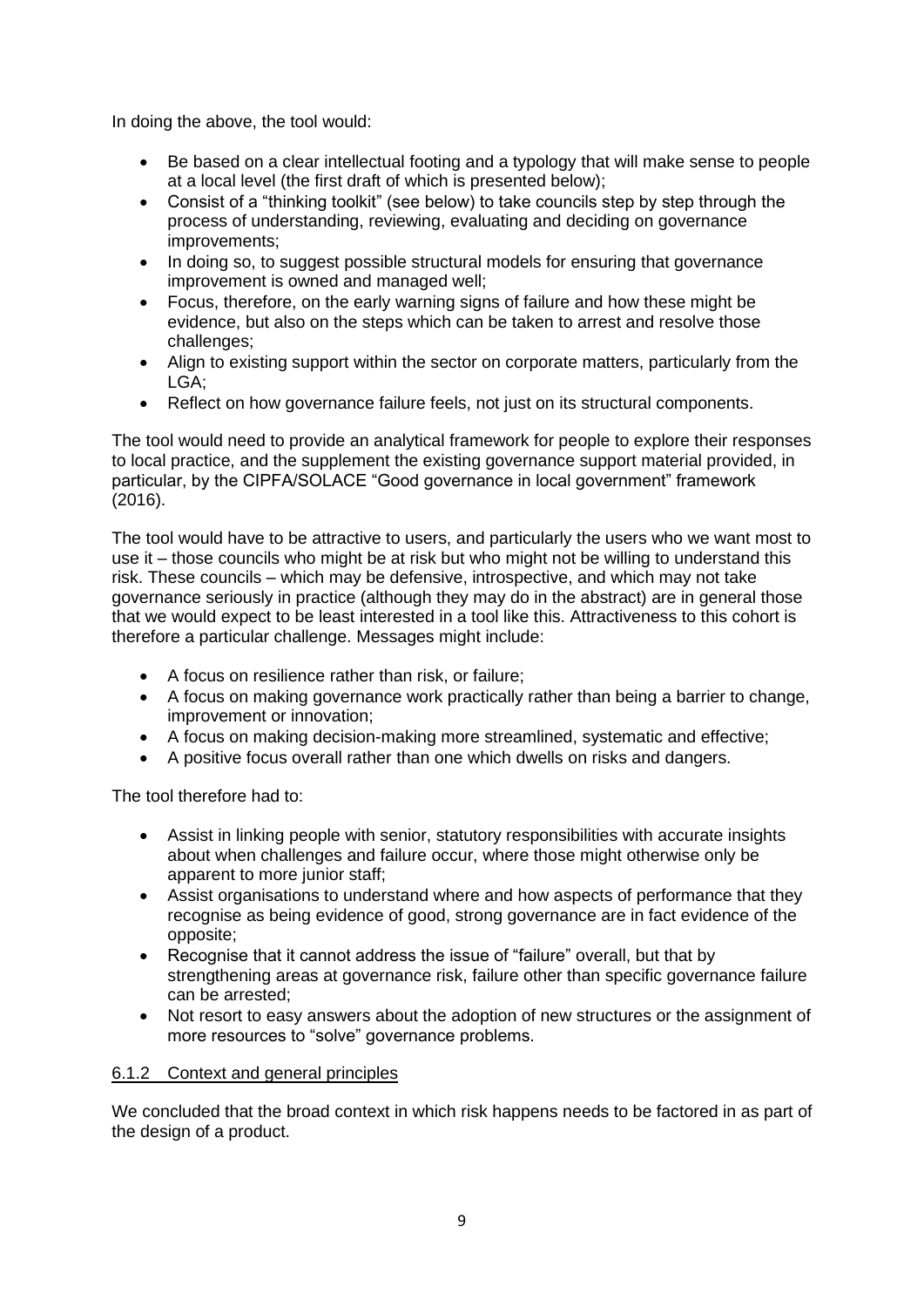In doing the above, the tool would:

- Be based on a clear intellectual footing and a typology that will make sense to people at a local level (the first draft of which is presented below);
- Consist of a "thinking toolkit" (see below) to take councils step by step through the process of understanding, reviewing, evaluating and deciding on governance improvements;
- In doing so, to suggest possible structural models for ensuring that governance improvement is owned and managed well;
- Focus, therefore, on the early warning signs of failure and how these might be evidence, but also on the steps which can be taken to arrest and resolve those challenges;
- Align to existing support within the sector on corporate matters, particularly from the LGA;
- Reflect on how governance failure feels, not just on its structural components.

The tool would need to provide an analytical framework for people to explore their responses to local practice, and the supplement the existing governance support material provided, in particular, by the CIPFA/SOLACE "Good governance in local government" framework (2016).

The tool would have to be attractive to users, and particularly the users who we want most to use it – those councils who might be at risk but who might not be willing to understand this risk. These councils – which may be defensive, introspective, and which may not take governance seriously in practice (although they may do in the abstract) are in general those that we would expect to be least interested in a tool like this. Attractiveness to this cohort is therefore a particular challenge. Messages might include:

- A focus on resilience rather than risk, or failure;
- A focus on making governance work practically rather than being a barrier to change, improvement or innovation;
- A focus on making decision-making more streamlined, systematic and effective;
- A positive focus overall rather than one which dwells on risks and dangers.

The tool therefore had to:

- Assist in linking people with senior, statutory responsibilities with accurate insights about when challenges and failure occur, where those might otherwise only be apparent to more junior staff;
- Assist organisations to understand where and how aspects of performance that they recognise as being evidence of good, strong governance are in fact evidence of the opposite;
- Recognise that it cannot address the issue of "failure" overall, but that by strengthening areas at governance risk, failure other than specific governance failure can be arrested;
- Not resort to easy answers about the adoption of new structures or the assignment of more resources to "solve" governance problems.

#### 6.1.2 Context and general principles

We concluded that the broad context in which risk happens needs to be factored in as part of the design of a product.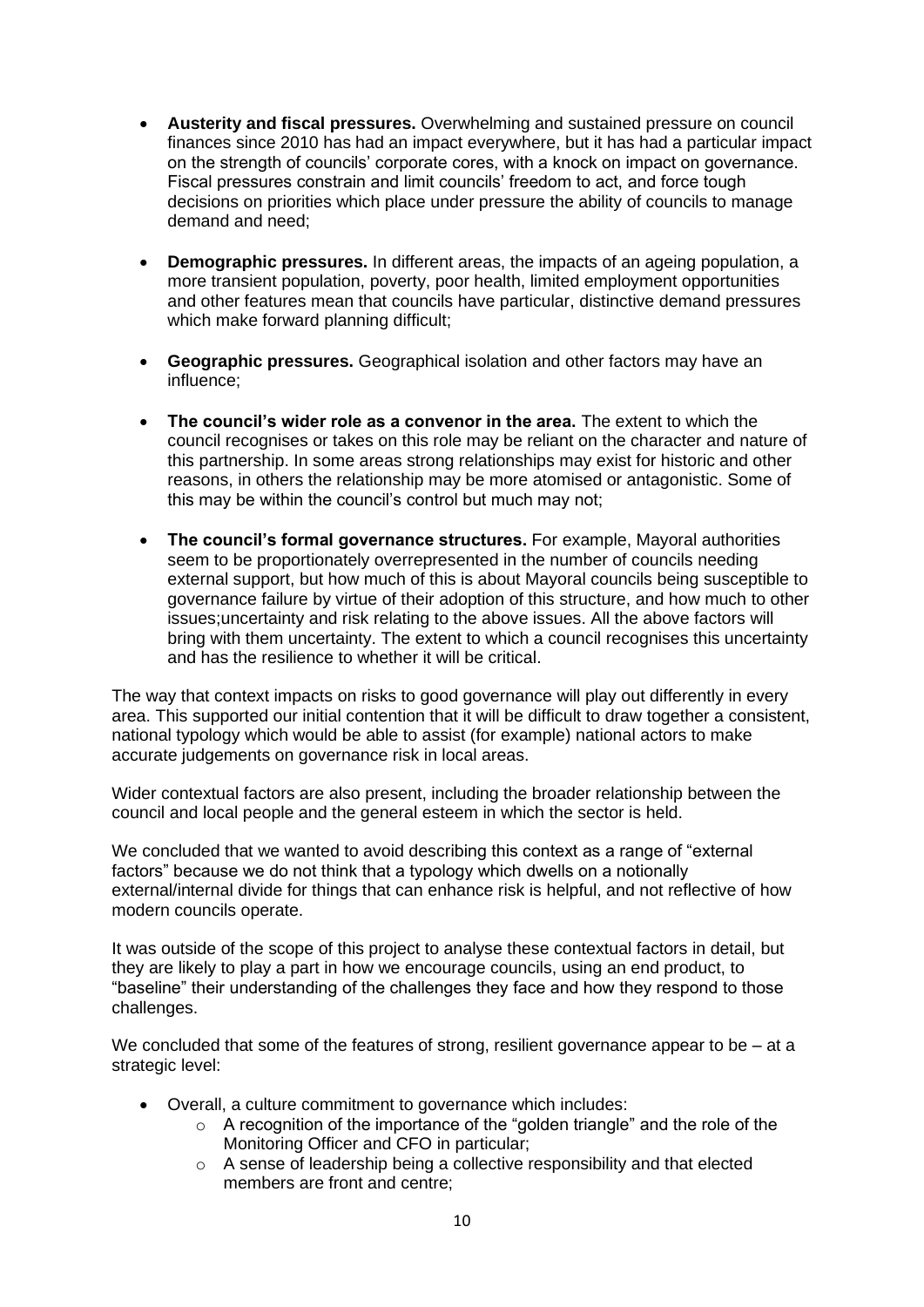- **Austerity and fiscal pressures.** Overwhelming and sustained pressure on council finances since 2010 has had an impact everywhere, but it has had a particular impact on the strength of councils' corporate cores, with a knock on impact on governance. Fiscal pressures constrain and limit councils' freedom to act, and force tough decisions on priorities which place under pressure the ability of councils to manage demand and need;

- **Demographic pressures.** In different areas, the impacts of an ageing population, a more transient population, poverty, poor health, limited employment opportunities and other features mean that councils have particular, distinctive demand pressures which make forward planning difficult;

- **Geographic pressures.** Geographical isolation and other factors may have an influence;

- **The council's wider role as a convenor in the area.** The extent to which the council recognises or takes on this role may be reliant on the character and nature of this partnership. In some areas strong relationships may exist for historic and other reasons, in others the relationship may be more atomised or antagonistic. Some of this may be within the council's control but much may not;

- **The council's formal governance structures.** For example, Mayoral authorities seem to be proportionately overrepresented in the number of councils needing external support, but how much of this is about Mayoral councils being susceptible to governance failure by virtue of their adoption of this structure, and how much to other issues;uncertainty and risk relating to the above issues. All the above factors will bring with them uncertainty. The extent to which a council recognises this uncertainty and has the resilience to whether it will be critical.

The way that context impacts on risks to good governance will play out differently in every area. This supported our initial contention that it will be difficult to draw together a consistent, national typology which would be able to assist (for example) national actors to make accurate judgements on governance risk in local areas.

Wider contextual factors are also present, including the broader relationship between the council and local people and the general esteem in which the sector is held.

We concluded that we wanted to avoid describing this context as a range of "external factors" because we do not think that a typology which dwells on a notionally external/internal divide for things that can enhance risk is helpful, and not reflective of how modern councils operate.

It was outside of the scope of this project to analyse these contextual factors in detail, but they are likely to play a part in how we encourage councils, using an end product, to "baseline" their understanding of the challenges they face and how they respond to those challenges.

We concluded that some of the features of strong, resilient governance appear to be – at a strategic level:

- Overall, a culture commitment to governance which includes:
  - A recognition of the importance of the "golden triangle" and the role of the Monitoring Officer and CFO in particular;
  - A sense of leadership being a collective responsibility and that elected members are front and centre;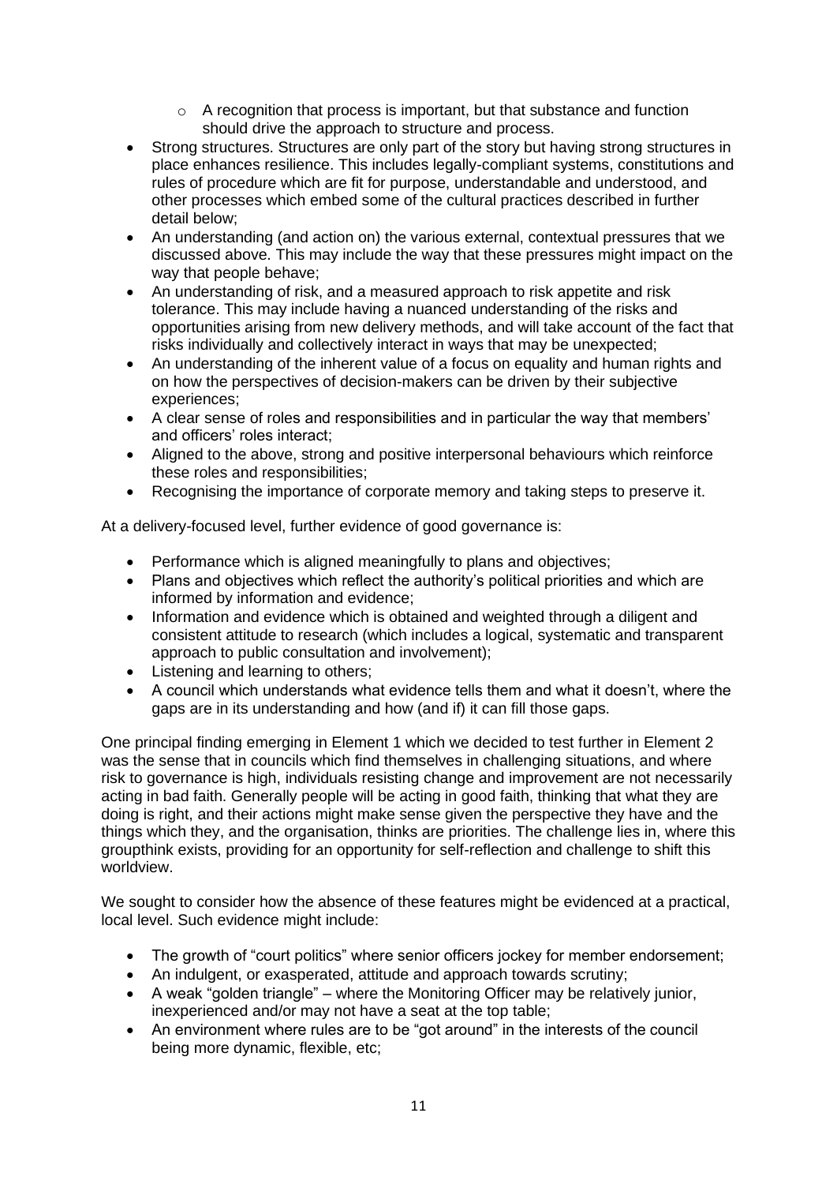- A recognition that process is important, but that substance and function should drive the approach to structure and process.
- Strong structures. Structures are only part of the story but having strong structures in place enhances resilience. This includes legally-compliant systems, constitutions and rules of procedure which are fit for purpose, understandable and understood, and other processes which embed some of the cultural practices described in further detail below;
- An understanding (and action on) the various external, contextual pressures that we discussed above. This may include the way that these pressures might impact on the way that people behave;
- An understanding of risk, and a measured approach to risk appetite and risk tolerance. This may include having a nuanced understanding of the risks and opportunities arising from new delivery methods, and will take account of the fact that risks individually and collectively interact in ways that may be unexpected;
- An understanding of the inherent value of a focus on equality and human rights and on how the perspectives of decision-makers can be driven by their subjective experiences;
- A clear sense of roles and responsibilities and in particular the way that members' and officers' roles interact;
- Aligned to the above, strong and positive interpersonal behaviours which reinforce these roles and responsibilities;
- Recognising the importance of corporate memory and taking steps to preserve it.

At a delivery-focused level, further evidence of good governance is:

- Performance which is aligned meaningfully to plans and objectives;
- Plans and objectives which reflect the authority's political priorities and which are informed by information and evidence;
- Information and evidence which is obtained and weighted through a diligent and consistent attitude to research (which includes a logical, systematic and transparent approach to public consultation and involvement);
- Listening and learning to others;
- A council which understands what evidence tells them and what it doesn't, where the gaps are in its understanding and how (and if) it can fill those gaps.

One principal finding emerging in Element 1 which we decided to test further in Element 2 was the sense that in councils which find themselves in challenging situations, and where risk to governance is high, individuals resisting change and improvement are not necessarily acting in bad faith. Generally people will be acting in good faith, thinking that what they are doing is right, and their actions might make sense given the perspective they have and the things which they, and the organisation, thinks are priorities. The challenge lies in, where this groupthink exists, providing for an opportunity for self-reflection and challenge to shift this worldview.

We sought to consider how the absence of these features might be evidenced at a practical, local level. Such evidence might include:

- The growth of "court politics" where senior officers jockey for member endorsement;
- An indulgent, or exasperated, attitude and approach towards scrutiny;
- A weak "golden triangle" – where the Monitoring Officer may be relatively junior, inexperienced and/or may not have a seat at the top table;
- An environment where rules are to be "got around" in the interests of the council being more dynamic, flexible, etc;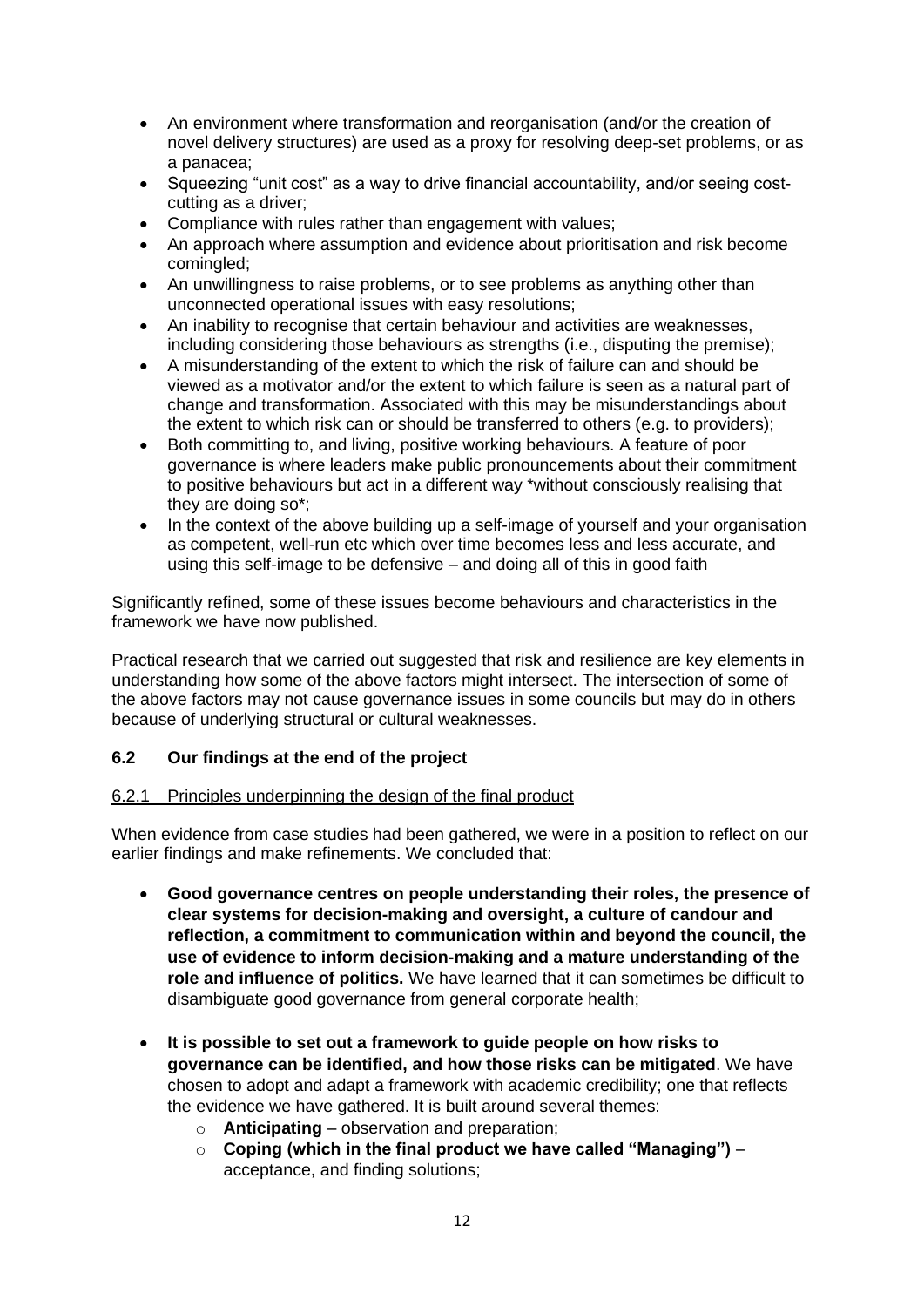- An environment where transformation and reorganisation (and/or the creation of novel delivery structures) are used as a proxy for resolving deep-set problems, or as a panacea;
- Squeezing "unit cost" as a way to drive financial accountability, and/or seeing cost-cutting as a driver;
- Compliance with rules rather than engagement with values;
- An approach where assumption and evidence about prioritisation and risk become comingled;
- An unwillingness to raise problems, or to see problems as anything other than unconnected operational issues with easy resolutions;
- An inability to recognise that certain behaviour and activities are weaknesses, including considering those behaviours as strengths (i.e., disputing the premise);
- A misunderstanding of the extent to which the risk of failure can and should be viewed as a motivator and/or the extent to which failure is seen as a natural part of change and transformation. Associated with this may be misunderstandings about the extent to which risk can or should be transferred to others (e.g. to providers);
- Both committing to, and living, positive working behaviours. A feature of poor governance is where leaders make public pronouncements about their commitment to positive behaviours but act in a different way *without consciously realising that they are doing so*;
- In the context of the above building up a self-image of yourself and your organisation as competent, well-run etc which over time becomes less and less accurate, and using this self-image to be defensive – and doing all of this in good faith

Significantly refined, some of these issues become behaviours and characteristics in the framework we have now published.

Practical research that we carried out suggested that risk and resilience are key elements in understanding how some of the above factors might intersect. The intersection of some of the above factors may not cause governance issues in some councils but may do in others because of underlying structural or cultural weaknesses.

### 6.2 Our findings at the end of the project

#### 6.2.1 Principles underpinning the design of the final product

When evidence from case studies had been gathered, we were in a position to reflect on our earlier findings and make refinements. We concluded that:

- **Good governance centres on people understanding their roles, the presence of clear systems for decision-making and oversight, a culture of candour and reflection, a commitment to communication within and beyond the council, the use of evidence to inform decision-making and a mature understanding of the role and influence of politics.** We have learned that it can sometimes be difficult to disambiguate good governance from general corporate health;

- **It is possible to set out a framework to guide people on how risks to governance can be identified, and how those risks can be mitigated**. We have chosen to adopt and adapt a framework with academic credibility; one that reflects the evidence we have gathered. It is built around several themes:
    - **Anticipating** – observation and preparation;
    - **Coping (which in the final product we have called "Managing")** – acceptance, and finding solutions;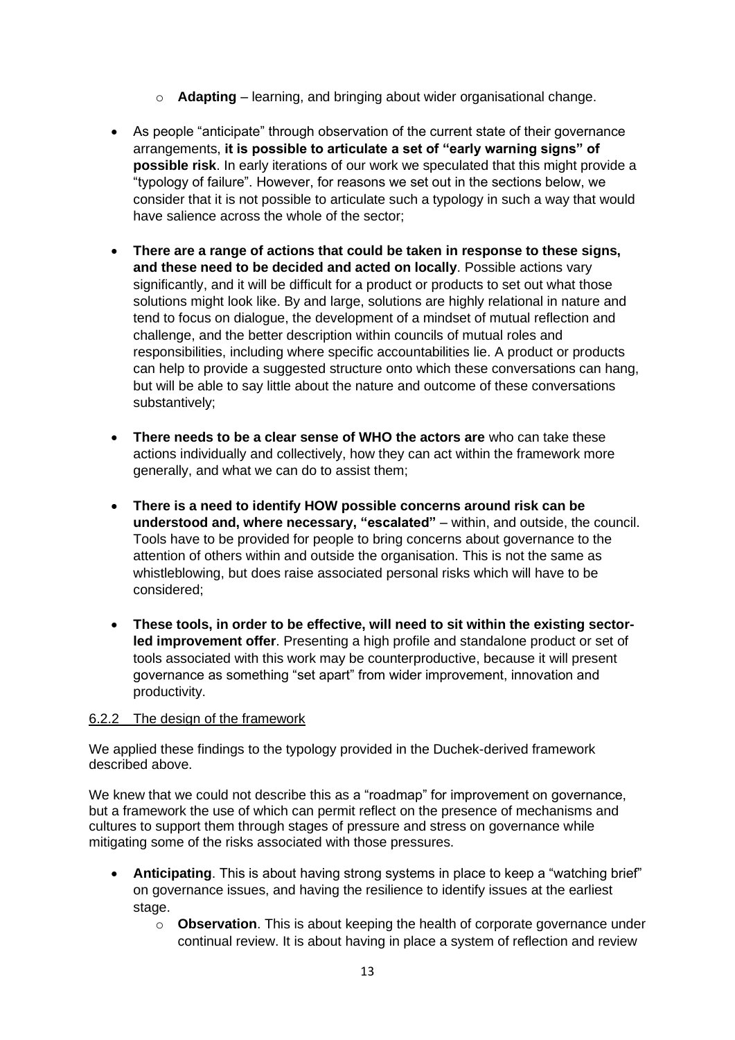- **Adapting** – learning, and bringing about wider organisational change.

- As people "anticipate" through observation of the current state of their governance arrangements, **it is possible to articulate a set of "early warning signs" of possible risk**. In early iterations of our work we speculated that this might provide a "typology of failure". However, for reasons we set out in the sections below, we consider that it is not possible to articulate such a typology in such a way that would have salience across the whole of the sector;

- **There are a range of actions that could be taken in response to these signs, and these need to be decided and acted on locally**. Possible actions vary significantly, and it will be difficult for a product or products to set out what those solutions might look like. By and large, solutions are highly relational in nature and tend to focus on dialogue, the development of a mindset of mutual reflection and challenge, and the better description within councils of mutual roles and responsibilities, including where specific accountabilities lie. A product or products can help to provide a suggested structure onto which these conversations can hang, but will be able to say little about the nature and outcome of these conversations substantively;

- **There needs to be a clear sense of WHO the actors are** who can take these actions individually and collectively, how they can act within the framework more generally, and what we can do to assist them;

- **There is a need to identify HOW possible concerns around risk can be understood and, where necessary, "escalated"** – within, and outside, the council. Tools have to be provided for people to bring concerns about governance to the attention of others within and outside the organisation. This is not the same as whistleblowing, but does raise associated personal risks which will have to be considered;

- **These tools, in order to be effective, will need to sit within the existing sector-led improvement offer**. Presenting a high profile and standalone product or set of tools associated with this work may be counterproductive, because it will present governance as something "set apart" from wider improvement, innovation and productivity.

#### 6.2.2 The design of the framework

We applied these findings to the typology provided in the Duchek-derived framework described above.

We knew that we could not describe this as a "roadmap" for improvement on governance, but a framework the use of which can permit reflect on the presence of mechanisms and cultures to support them through stages of pressure and stress on governance while mitigating some of the risks associated with those pressures.

- **Anticipating**. This is about having strong systems in place to keep a "watching brief" on governance issues, and having the resilience to identify issues at the earliest stage.
  - **Observation**. This is about keeping the health of corporate governance under continual review. It is about having in place a system of reflection and review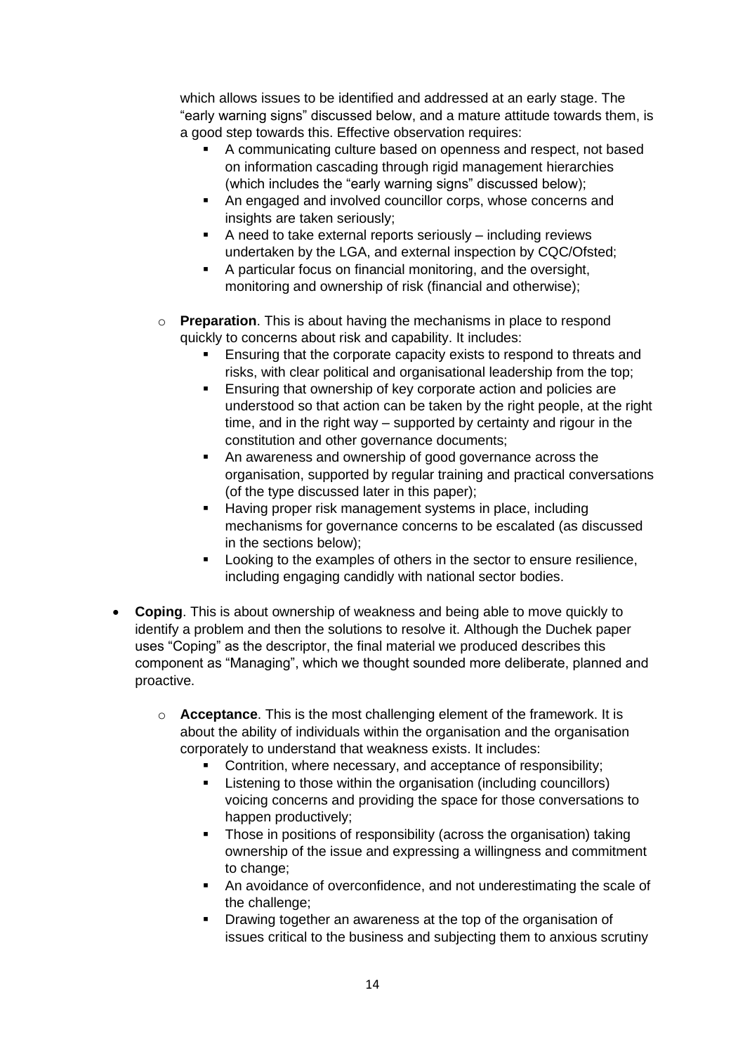which allows issues to be identified and addressed at an early stage. The "early warning signs" discussed below, and a mature attitude towards them, is a good step towards this. Effective observation requires:

    - A communicating culture based on openness and respect, not based on information cascading through rigid management hierarchies (which includes the "early warning signs" discussed below);
    - An engaged and involved councillor corps, whose concerns and insights are taken seriously;
    - A need to take external reports seriously – including reviews undertaken by the LGA, and external inspection by CQC/Ofsted;
    - A particular focus on financial monitoring, and the oversight, monitoring and ownership of risk (financial and otherwise);

  - **Preparation**. This is about having the mechanisms in place to respond quickly to concerns about risk and capability. It includes:
    - Ensuring that the corporate capacity exists to respond to threats and risks, with clear political and organisational leadership from the top;
    - Ensuring that ownership of key corporate action and policies are understood so that action can be taken by the right people, at the right time, and in the right way – supported by certainty and rigour in the constitution and other governance documents;
    - An awareness and ownership of good governance across the organisation, supported by regular training and practical conversations (of the type discussed later in this paper);
    - Having proper risk management systems in place, including mechanisms for governance concerns to be escalated (as discussed in the sections below);
    - Looking to the examples of others in the sector to ensure resilience, including engaging candidly with national sector bodies.

- **Coping**. This is about ownership of weakness and being able to move quickly to identify a problem and then the solutions to resolve it. Although the Duchek paper uses "Coping" as the descriptor, the final material we produced describes this component as "Managing", which we thought sounded more deliberate, planned and proactive.

  - **Acceptance**. This is the most challenging element of the framework. It is about the ability of individuals within the organisation and the organisation corporately to understand that weakness exists. It includes:
    - Contrition, where necessary, and acceptance of responsibility;
    - Listening to those within the organisation (including councillors) voicing concerns and providing the space for those conversations to happen productively;
    - Those in positions of responsibility (across the organisation) taking ownership of the issue and expressing a willingness and commitment to change;
    - An avoidance of overconfidence, and not underestimating the scale of the challenge;
    - Drawing together an awareness at the top of the organisation of issues critical to the business and subjecting them to anxious scrutiny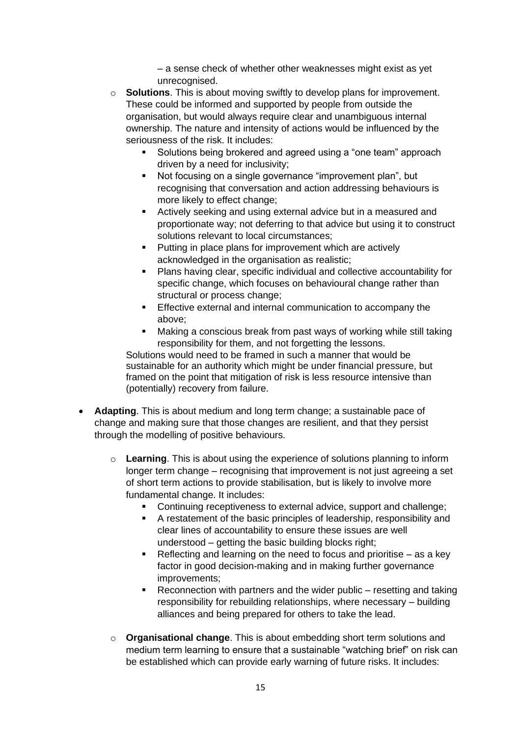– a sense check of whether other weaknesses might exist as yet unrecognised.

- **Solutions**. This is about moving swiftly to develop plans for improvement. These could be informed and supported by people from outside the organisation, but would always require clear and unambiguous internal ownership. The nature and intensity of actions would be influenced by the seriousness of the risk. It includes:
  - Solutions being brokered and agreed using a "one team" approach driven by a need for inclusivity;
  - Not focusing on a single governance "improvement plan", but recognising that conversation and action addressing behaviours is more likely to effect change;
  - Actively seeking and using external advice but in a measured and proportionate way; not deferring to that advice but using it to construct solutions relevant to local circumstances;
  - Putting in place plans for improvement which are actively acknowledged in the organisation as realistic;
  - Plans having clear, specific individual and collective accountability for specific change, which focuses on behavioural change rather than structural or process change;
  - Effective external and internal communication to accompany the above;
  - Making a conscious break from past ways of working while still taking responsibility for them, and not forgetting the lessons.

  Solutions would need to be framed in such a manner that would be sustainable for an authority which might be under financial pressure, but framed on the point that mitigation of risk is less resource intensive than (potentially) recovery from failure.

- **Adapting**. This is about medium and long term change; a sustainable pace of change and making sure that those changes are resilient, and that they persist through the modelling of positive behaviours.

  - **Learning**. This is about using the experience of solutions planning to inform longer term change – recognising that improvement is not just agreeing a set of short term actions to provide stabilisation, but is likely to involve more fundamental change. It includes:
    - Continuing receptiveness to external advice, support and challenge;
    - A restatement of the basic principles of leadership, responsibility and clear lines of accountability to ensure these issues are well understood – getting the basic building blocks right;
    - Reflecting and learning on the need to focus and prioritise – as a key factor in good decision-making and in making further governance improvements;
    - Reconnection with partners and the wider public – resetting and taking responsibility for rebuilding relationships, where necessary – building alliances and being prepared for others to take the lead.

  - **Organisational change**. This is about embedding short term solutions and medium term learning to ensure that a sustainable "watching brief" on risk can be established which can provide early warning of future risks. It includes: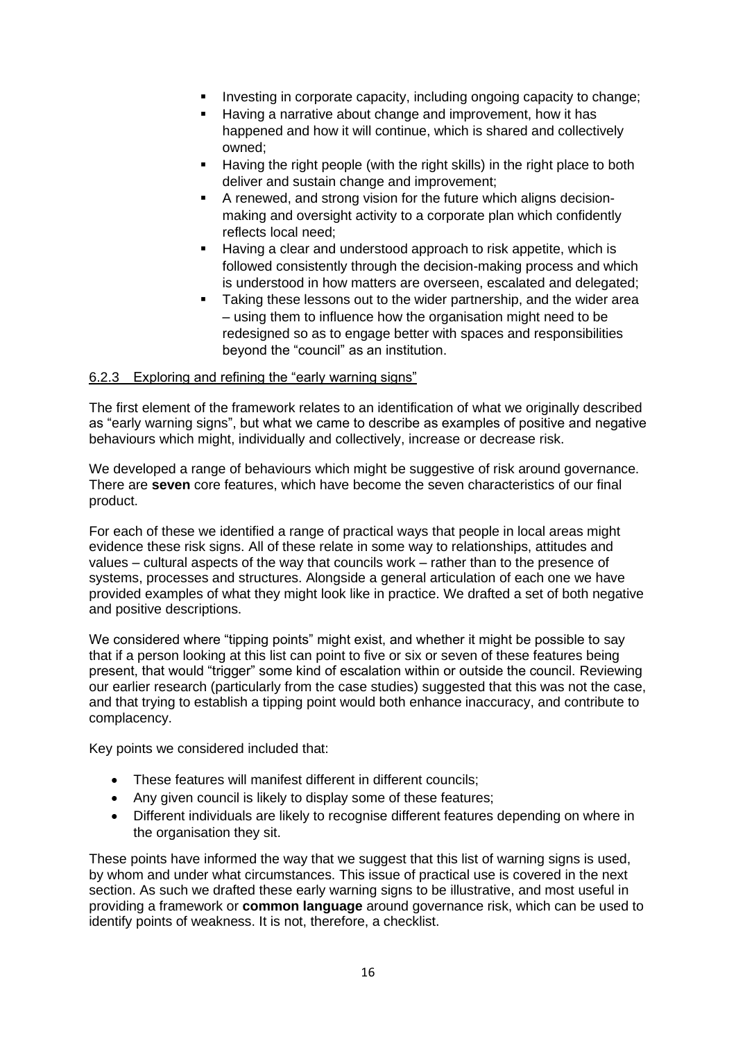- Investing in corporate capacity, including ongoing capacity to change;
- Having a narrative about change and improvement, how it has happened and how it will continue, which is shared and collectively owned;
- Having the right people (with the right skills) in the right place to both deliver and sustain change and improvement;
- A renewed, and strong vision for the future which aligns decision-making and oversight activity to a corporate plan which confidently reflects local need;
- Having a clear and understood approach to risk appetite, which is followed consistently through the decision-making process and which is understood in how matters are overseen, escalated and delegated;
- Taking these lessons out to the wider partnership, and the wider area – using them to influence how the organisation might need to be redesigned so as to engage better with spaces and responsibilities beyond the "council" as an institution.

### 6.2.3 Exploring and refining the "early warning signs"

The first element of the framework relates to an identification of what we originally described as "early warning signs", but what we came to describe as examples of positive and negative behaviours which might, individually and collectively, increase or decrease risk.

We developed a range of behaviours which might be suggestive of risk around governance. There are **seven** core features, which have become the seven characteristics of our final product.

For each of these we identified a range of practical ways that people in local areas might evidence these risk signs. All of these relate in some way to relationships, attitudes and values – cultural aspects of the way that councils work – rather than to the presence of systems, processes and structures. Alongside a general articulation of each one we have provided examples of what they might look like in practice. We drafted a set of both negative and positive descriptions.

We considered where "tipping points" might exist, and whether it might be possible to say that if a person looking at this list can point to five or six or seven of these features being present, that would "trigger" some kind of escalation within or outside the council. Reviewing our earlier research (particularly from the case studies) suggested that this was not the case, and that trying to establish a tipping point would both enhance inaccuracy, and contribute to complacency.

Key points we considered included that:

- These features will manifest different in different councils;
- Any given council is likely to display some of these features;
- Different individuals are likely to recognise different features depending on where in the organisation they sit.

These points have informed the way that we suggest that this list of warning signs is used, by whom and under what circumstances. This issue of practical use is covered in the next section. As such we drafted these early warning signs to be illustrative, and most useful in providing a framework or **common language** around governance risk, which can be used to identify points of weakness. It is not, therefore, a checklist.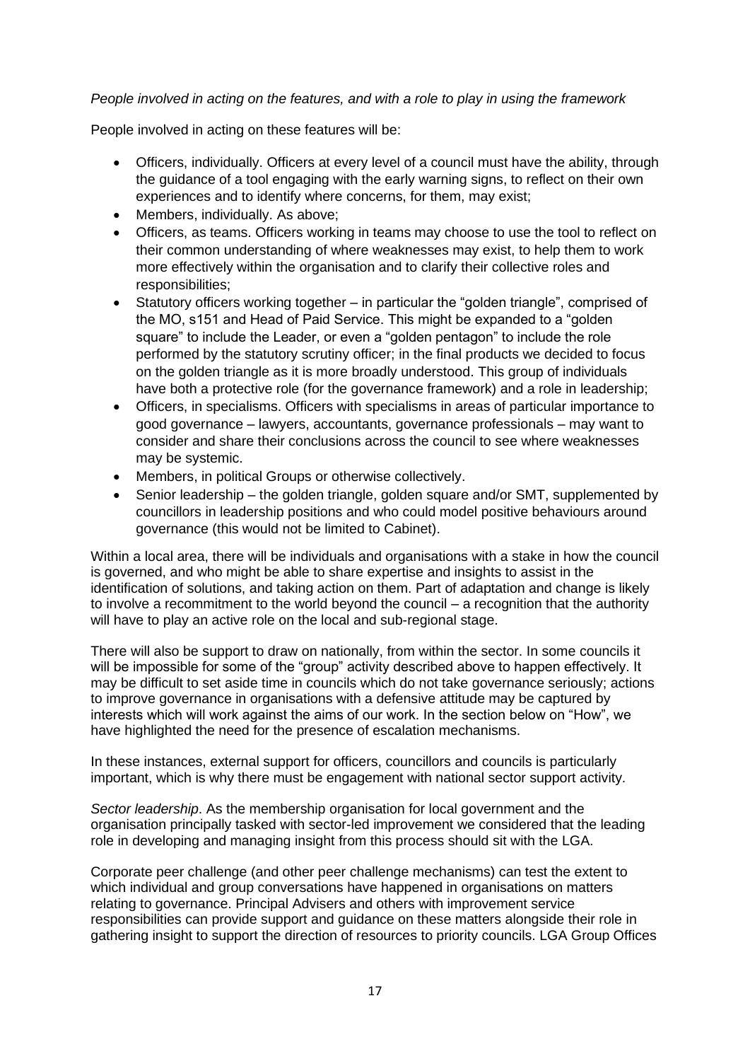*People involved in acting on the features, and with a role to play in using the framework*

People involved in acting on these features will be:

- Officers, individually. Officers at every level of a council must have the ability, through the guidance of a tool engaging with the early warning signs, to reflect on their own experiences and to identify where concerns, for them, may exist;
- Members, individually. As above;
- Officers, as teams. Officers working in teams may choose to use the tool to reflect on their common understanding of where weaknesses may exist, to help them to work more effectively within the organisation and to clarify their collective roles and responsibilities;
- Statutory officers working together – in particular the "golden triangle", comprised of the MO, s151 and Head of Paid Service. This might be expanded to a "golden square" to include the Leader, or even a "golden pentagon" to include the role performed by the statutory scrutiny officer; in the final products we decided to focus on the golden triangle as it is more broadly understood. This group of individuals have both a protective role (for the governance framework) and a role in leadership;
- Officers, in specialisms. Officers with specialisms in areas of particular importance to good governance – lawyers, accountants, governance professionals – may want to consider and share their conclusions across the council to see where weaknesses may be systemic.
- Members, in political Groups or otherwise collectively.
- Senior leadership – the golden triangle, golden square and/or SMT, supplemented by councillors in leadership positions and who could model positive behaviours around governance (this would not be limited to Cabinet).

Within a local area, there will be individuals and organisations with a stake in how the council is governed, and who might be able to share expertise and insights to assist in the identification of solutions, and taking action on them. Part of adaptation and change is likely to involve a recommitment to the world beyond the council – a recognition that the authority will have to play an active role on the local and sub-regional stage.

There will also be support to draw on nationally, from within the sector. In some councils it will be impossible for some of the "group" activity described above to happen effectively. It may be difficult to set aside time in councils which do not take governance seriously; actions to improve governance in organisations with a defensive attitude may be captured by interests which will work against the aims of our work. In the section below on "How", we have highlighted the need for the presence of escalation mechanisms.

In these instances, external support for officers, councillors and councils is particularly important, which is why there must be engagement with national sector support activity.

*Sector leadership*. As the membership organisation for local government and the organisation principally tasked with sector-led improvement we considered that the leading role in developing and managing insight from this process should sit with the LGA.

Corporate peer challenge (and other peer challenge mechanisms) can test the extent to which individual and group conversations have happened in organisations on matters relating to governance. Principal Advisers and others with improvement service responsibilities can provide support and guidance on these matters alongside their role in gathering insight to support the direction of resources to priority councils. LGA Group Offices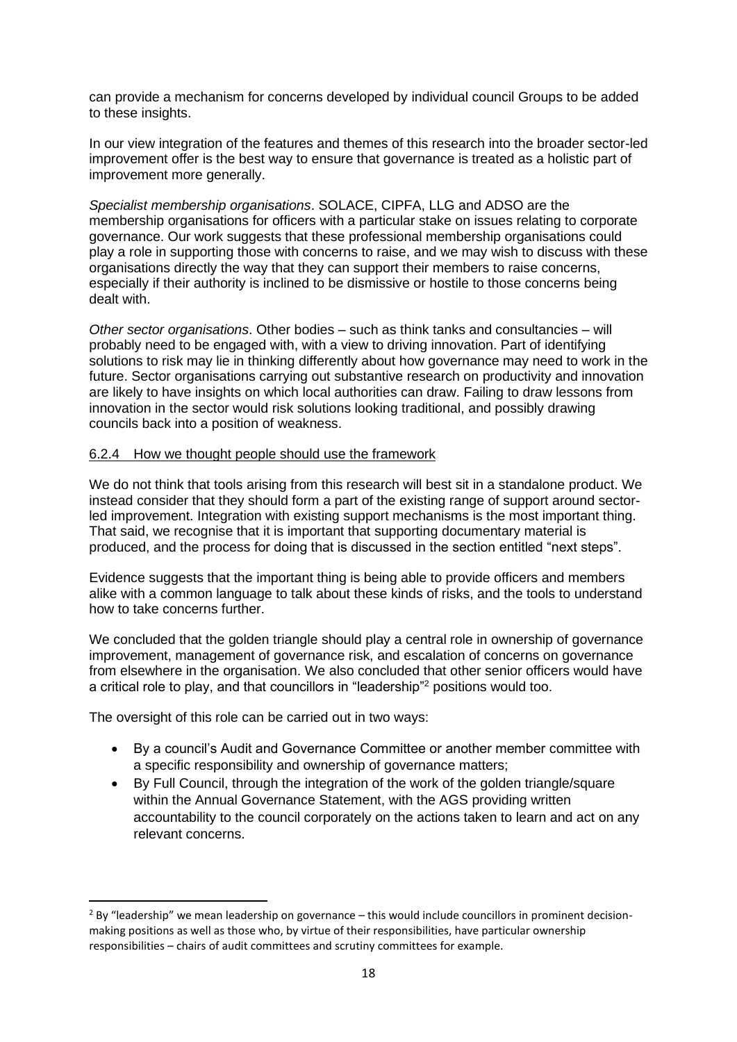can provide a mechanism for concerns developed by individual council Groups to be added to these insights.

In our view integration of the features and themes of this research into the broader sector-led improvement offer is the best way to ensure that governance is treated as a holistic part of improvement more generally.

*Specialist membership organisations*. SOLACE, CIPFA, LLG and ADSO are the membership organisations for officers with a particular stake on issues relating to corporate governance. Our work suggests that these professional membership organisations could play a role in supporting those with concerns to raise, and we may wish to discuss with these organisations directly the way that they can support their members to raise concerns, especially if their authority is inclined to be dismissive or hostile to those concerns being dealt with.

*Other sector organisations*. Other bodies – such as think tanks and consultancies – will probably need to be engaged with, with a view to driving innovation. Part of identifying solutions to risk may lie in thinking differently about how governance may need to work in the future. Sector organisations carrying out substantive research on productivity and innovation are likely to have insights on which local authorities can draw. Failing to draw lessons from innovation in the sector would risk solutions looking traditional, and possibly drawing councils back into a position of weakness.

#### 6.2.4 How we thought people should use the framework

We do not think that tools arising from this research will best sit in a standalone product. We instead consider that they should form a part of the existing range of support around sector-led improvement. Integration with existing support mechanisms is the most important thing. That said, we recognise that it is important that supporting documentary material is produced, and the process for doing that is discussed in the section entitled "next steps".

Evidence suggests that the important thing is being able to provide officers and members alike with a common language to talk about these kinds of risks, and the tools to understand how to take concerns further.

We concluded that the golden triangle should play a central role in ownership of governance improvement, management of governance risk, and escalation of concerns on governance from elsewhere in the organisation. We also concluded that other senior officers would have a critical role to play, and that councillors in "leadership"[2] positions would too.

The oversight of this role can be carried out in two ways:

- By a council's Audit and Governance Committee or another member committee with a specific responsibility and ownership of governance matters;
- By Full Council, through the integration of the work of the golden triangle/square within the Annual Governance Statement, with the AGS providing written accountability to the council corporately on the actions taken to learn and act on any relevant concerns.

---

[2] By "leadership" we mean leadership on governance – this would include councillors in prominent decision-making positions as well as those who, by virtue of their responsibilities, have particular ownership responsibilities – chairs of audit committees and scrutiny committees for example.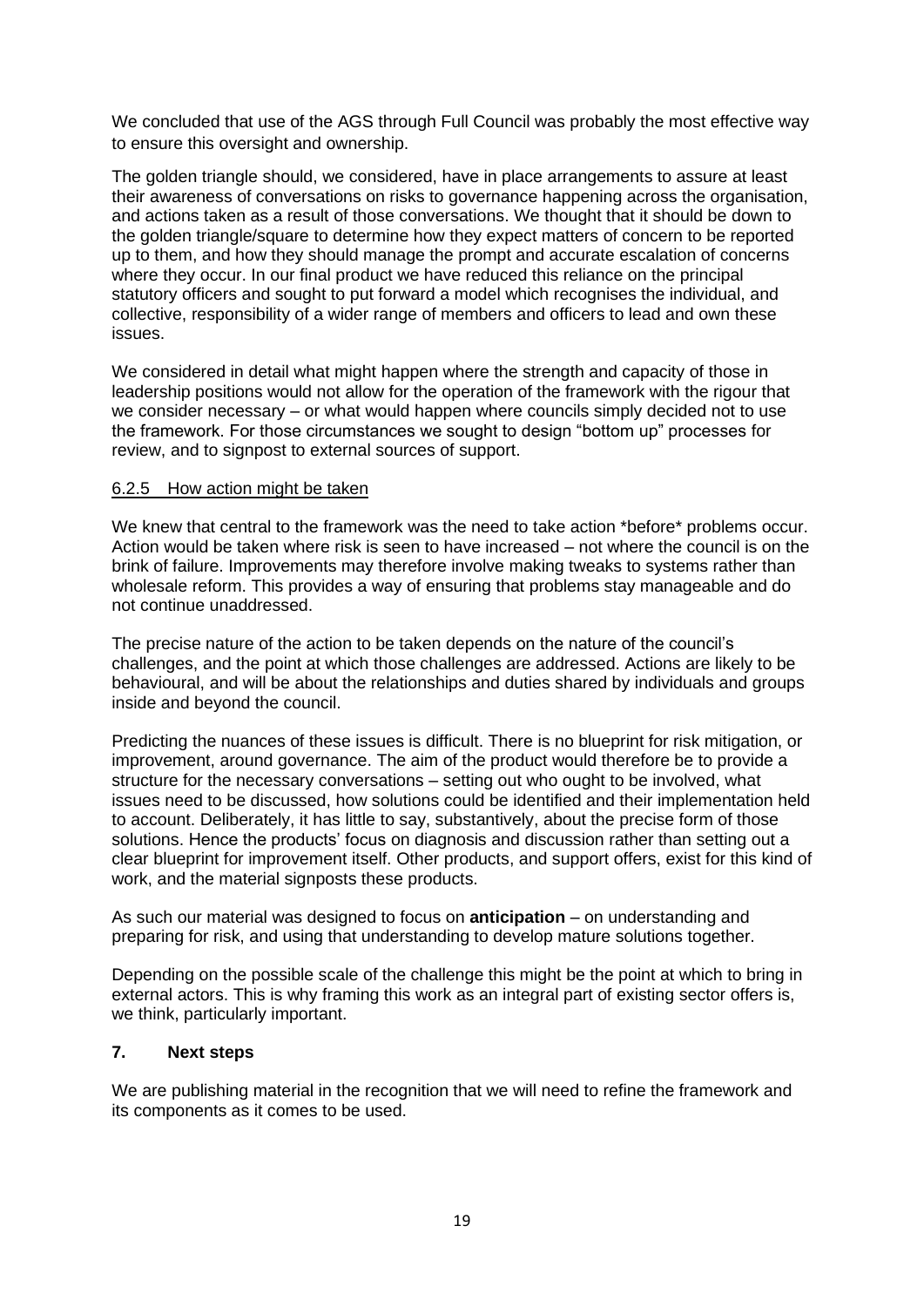We concluded that use of the AGS through Full Council was probably the most effective way to ensure this oversight and ownership.

The golden triangle should, we considered, have in place arrangements to assure at least their awareness of conversations on risks to governance happening across the organisation, and actions taken as a result of those conversations. We thought that it should be down to the golden triangle/square to determine how they expect matters of concern to be reported up to them, and how they should manage the prompt and accurate escalation of concerns where they occur. In our final product we have reduced this reliance on the principal statutory officers and sought to put forward a model which recognises the individual, and collective, responsibility of a wider range of members and officers to lead and own these issues.

We considered in detail what might happen where the strength and capacity of those in leadership positions would not allow for the operation of the framework with the rigour that we consider necessary – or what would happen where councils simply decided not to use the framework. For those circumstances we sought to design "bottom up" processes for review, and to signpost to external sources of support.

### 6.2.5 How action might be taken

We knew that central to the framework was the need to take action *before* problems occur. Action would be taken where risk is seen to have increased – not where the council is on the brink of failure. Improvements may therefore involve making tweaks to systems rather than wholesale reform. This provides a way of ensuring that problems stay manageable and do not continue unaddressed.

The precise nature of the action to be taken depends on the nature of the council's challenges, and the point at which those challenges are addressed. Actions are likely to be behavioural, and will be about the relationships and duties shared by individuals and groups inside and beyond the council.

Predicting the nuances of these issues is difficult. There is no blueprint for risk mitigation, or improvement, around governance. The aim of the product would therefore be to provide a structure for the necessary conversations – setting out who ought to be involved, what issues need to be discussed, how solutions could be identified and their implementation held to account. Deliberately, it has little to say, substantively, about the precise form of those solutions. Hence the products' focus on diagnosis and discussion rather than setting out a clear blueprint for improvement itself. Other products, and support offers, exist for this kind of work, and the material signposts these products.

As such our material was designed to focus on **anticipation** – on understanding and preparing for risk, and using that understanding to develop mature solutions together.

Depending on the possible scale of the challenge this might be the point at which to bring in external actors. This is why framing this work as an integral part of existing sector offers is, we think, particularly important.

## 7. Next steps

We are publishing material in the recognition that we will need to refine the framework and its components as it comes to be used.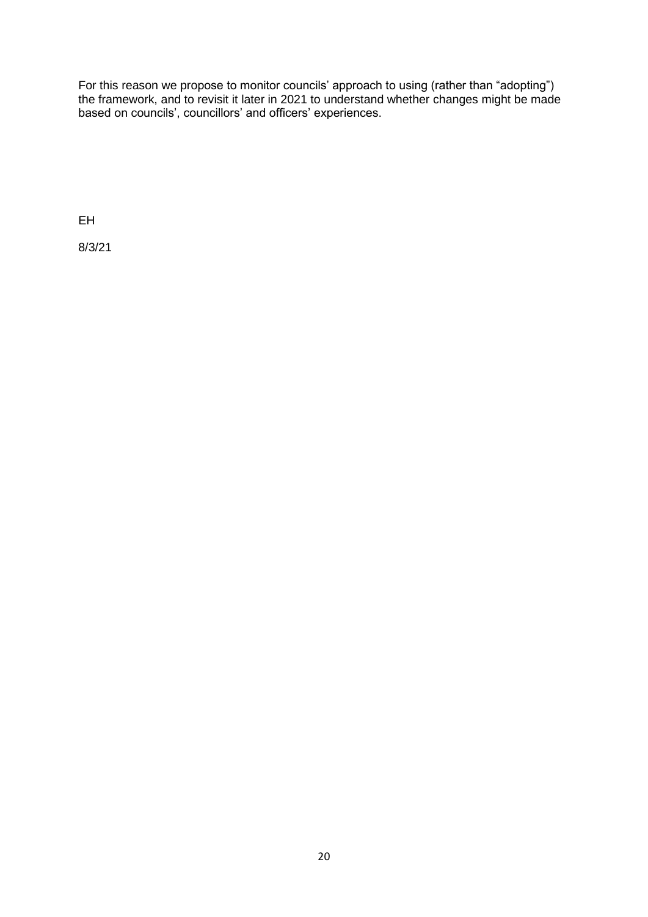For this reason we propose to monitor councils' approach to using (rather than "adopting") the framework, and to revisit it later in 2021 to understand whether changes might be made based on councils', councillors' and officers' experiences.

EH

8/3/21